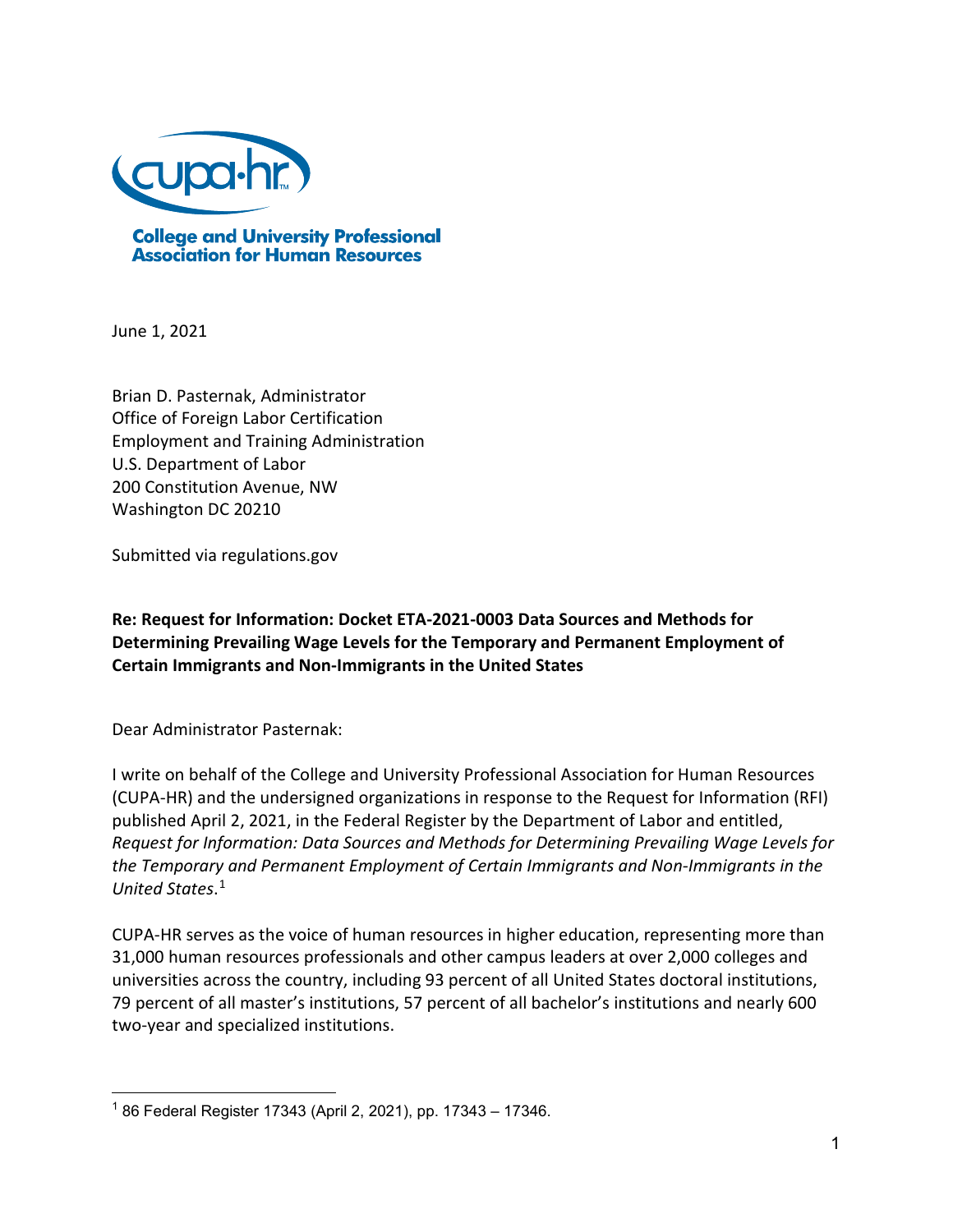**College and University Professional Association for Human Resources**

June 1, 2021

Brian D. Pasternak, Administrator
Office of Foreign Labor Certification
Employment and Training Administration
U.S. Department of Labor
200 Constitution Avenue, NW
Washington DC 20210

Submitted via regulations.gov

**Re: Request for Information: Docket ETA-2021-0003 Data Sources and Methods for Determining Prevailing Wage Levels for the Temporary and Permanent Employment of Certain Immigrants and Non-Immigrants in the United States**

Dear Administrator Pasternak:

I write on behalf of the College and University Professional Association for Human Resources (CUPA-HR) and the undersigned organizations in response to the Request for Information (RFI) published April 2, 2021, in the Federal Register by the Department of Labor and entitled, *Request for Information: Data Sources and Methods for Determining Prevailing Wage Levels for the Temporary and Permanent Employment of Certain Immigrants and Non-Immigrants in the United States*.[1]

CUPA-HR serves as the voice of human resources in higher education, representing more than 31,000 human resources professionals and other campus leaders at over 2,000 colleges and universities across the country, including 93 percent of all United States doctoral institutions, 79 percent of all master's institutions, 57 percent of all bachelor's institutions and nearly 600 two-year and specialized institutions.

[1] 86 Federal Register 17343 (April 2, 2021), pp. 17343 – 17346.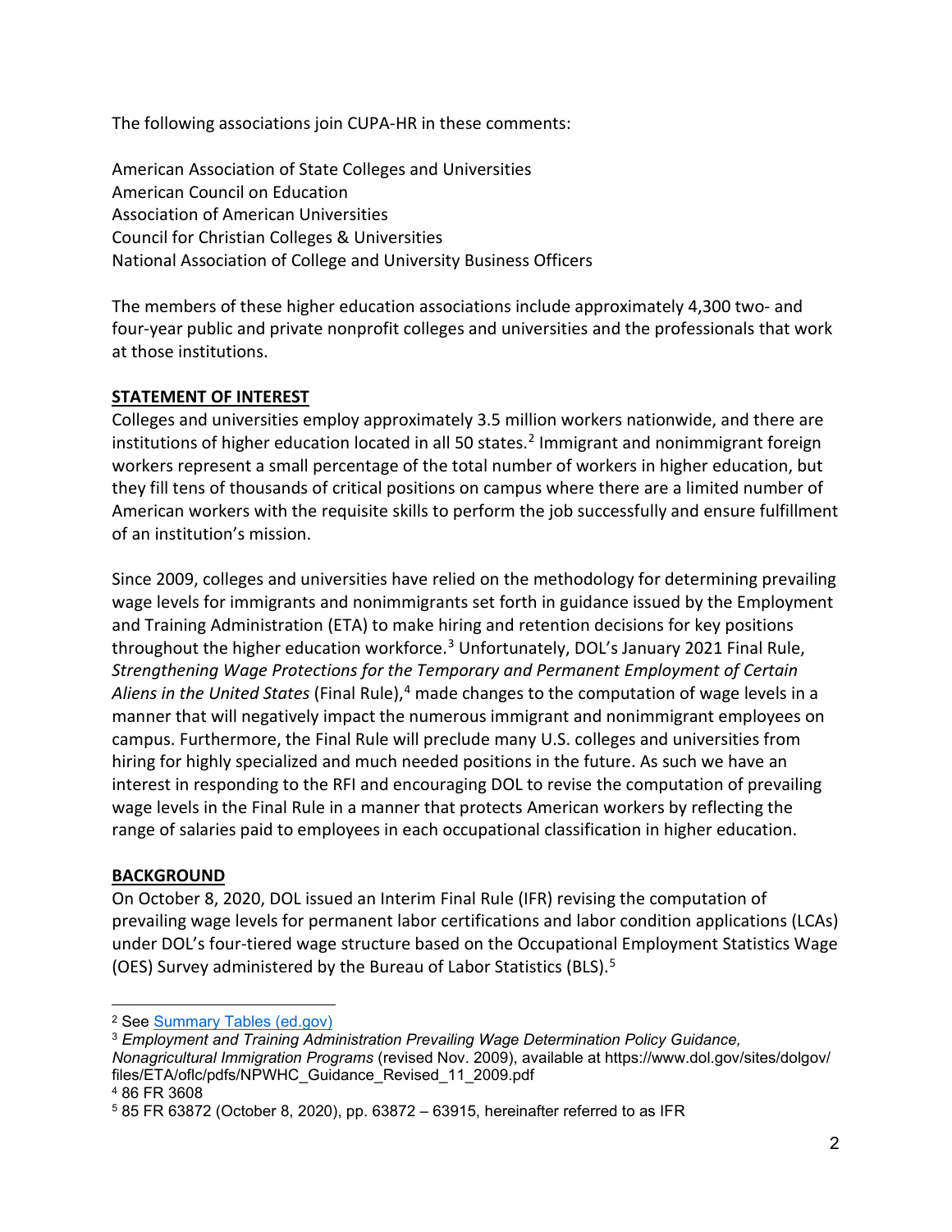The following associations join CUPA-HR in these comments:

American Association of State Colleges and Universities
American Council on Education
Association of American Universities
Council for Christian Colleges & Universities
National Association of College and University Business Officers

The members of these higher education associations include approximately 4,300 two- and four-year public and private nonprofit colleges and universities and the professionals that work at those institutions.

## **STATEMENT OF INTEREST**

Colleges and universities employ approximately 3.5 million workers nationwide, and there are institutions of higher education located in all 50 states.[2] Immigrant and nonimmigrant foreign workers represent a small percentage of the total number of workers in higher education, but they fill tens of thousands of critical positions on campus where there are a limited number of American workers with the requisite skills to perform the job successfully and ensure fulfillment of an institution's mission.

Since 2009, colleges and universities have relied on the methodology for determining prevailing wage levels for immigrants and nonimmigrants set forth in guidance issued by the Employment and Training Administration (ETA) to make hiring and retention decisions for key positions throughout the higher education workforce.[3] Unfortunately, DOL's January 2021 Final Rule, *Strengthening Wage Protections for the Temporary and Permanent Employment of Certain Aliens in the United States* (Final Rule),[4] made changes to the computation of wage levels in a manner that will negatively impact the numerous immigrant and nonimmigrant employees on campus. Furthermore, the Final Rule will preclude many U.S. colleges and universities from hiring for highly specialized and much needed positions in the future. As such we have an interest in responding to the RFI and encouraging DOL to revise the computation of prevailing wage levels in the Final Rule in a manner that protects American workers by reflecting the range of salaries paid to employees in each occupational classification in higher education.

## **BACKGROUND**

On October 8, 2020, DOL issued an Interim Final Rule (IFR) revising the computation of prevailing wage levels for permanent labor certifications and labor condition applications (LCAs) under DOL's four-tiered wage structure based on the Occupational Employment Statistics Wage (OES) Survey administered by the Bureau of Labor Statistics (BLS).[5]

---

[2] See [Summary Tables (ed.gov)]

[3] *Employment and Training Administration Prevailing Wage Determination Policy Guidance, Nonagricultural Immigration Programs* (revised Nov. 2009), available at https://www.dol.gov/sites/dolgov/files/ETA/oflc/pdfs/NPWHC_Guidance_Revised_11_2009.pdf

[4] 86 FR 3608

[5] 85 FR 63872 (October 8, 2020), pp. 63872 – 63915, hereinafter referred to as IFR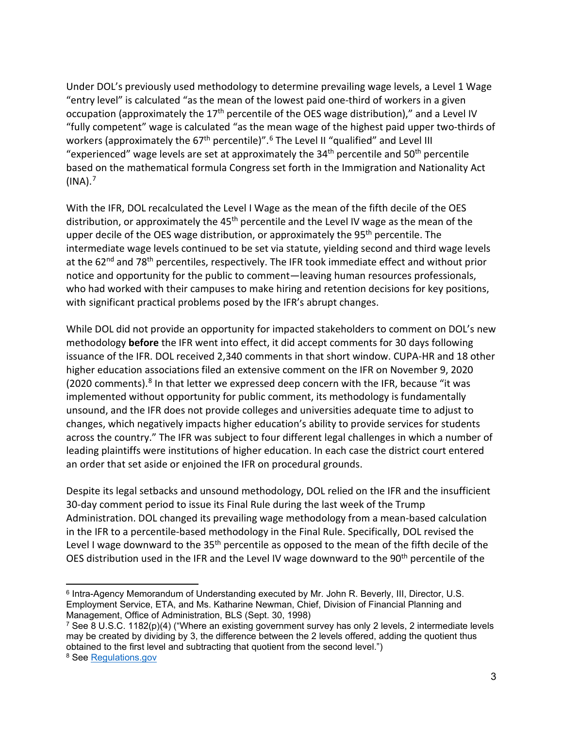Under DOL's previously used methodology to determine prevailing wage levels, a Level 1 Wage "entry level" is calculated "as the mean of the lowest paid one-third of workers in a given occupation (approximately the 17th percentile of the OES wage distribution)," and a Level IV "fully competent" wage is calculated "as the mean wage of the highest paid upper two-thirds of workers (approximately the 67th percentile)".[6] The Level II "qualified" and Level III "experienced" wage levels are set at approximately the 34th percentile and 50th percentile based on the mathematical formula Congress set forth in the Immigration and Nationality Act (INA).[7]

With the IFR, DOL recalculated the Level I Wage as the mean of the fifth decile of the OES distribution, or approximately the 45th percentile and the Level IV wage as the mean of the upper decile of the OES wage distribution, or approximately the 95th percentile. The intermediate wage levels continued to be set via statute, yielding second and third wage levels at the 62nd and 78th percentiles, respectively. The IFR took immediate effect and without prior notice and opportunity for the public to comment—leaving human resources professionals, who had worked with their campuses to make hiring and retention decisions for key positions, with significant practical problems posed by the IFR's abrupt changes.

While DOL did not provide an opportunity for impacted stakeholders to comment on DOL's new methodology **before** the IFR went into effect, it did accept comments for 30 days following issuance of the IFR. DOL received 2,340 comments in that short window. CUPA-HR and 18 other higher education associations filed an extensive comment on the IFR on November 9, 2020 (2020 comments).[8] In that letter we expressed deep concern with the IFR, because "it was implemented without opportunity for public comment, its methodology is fundamentally unsound, and the IFR does not provide colleges and universities adequate time to adjust to changes, which negatively impacts higher education's ability to provide services for students across the country." The IFR was subject to four different legal challenges in which a number of leading plaintiffs were institutions of higher education. In each case the district court entered an order that set aside or enjoined the IFR on procedural grounds.

Despite its legal setbacks and unsound methodology, DOL relied on the IFR and the insufficient 30-day comment period to issue its Final Rule during the last week of the Trump Administration. DOL changed its prevailing wage methodology from a mean-based calculation in the IFR to a percentile-based methodology in the Final Rule. Specifically, DOL revised the Level I wage downward to the 35th percentile as opposed to the mean of the fifth decile of the OES distribution used in the IFR and the Level IV wage downward to the 90th percentile of the

---

[6] Intra-Agency Memorandum of Understanding executed by Mr. John R. Beverly, III, Director, U.S. Employment Service, ETA, and Ms. Katharine Newman, Chief, Division of Financial Planning and Management, Office of Administration, BLS (Sept. 30, 1998)

[7] See 8 U.S.C. 1182(p)(4) ("Where an existing government survey has only 2 levels, 2 intermediate levels may be created by dividing by 3, the difference between the 2 levels offered, adding the quotient thus obtained to the first level and subtracting that quotient from the second level.")

[8] See Regulations.gov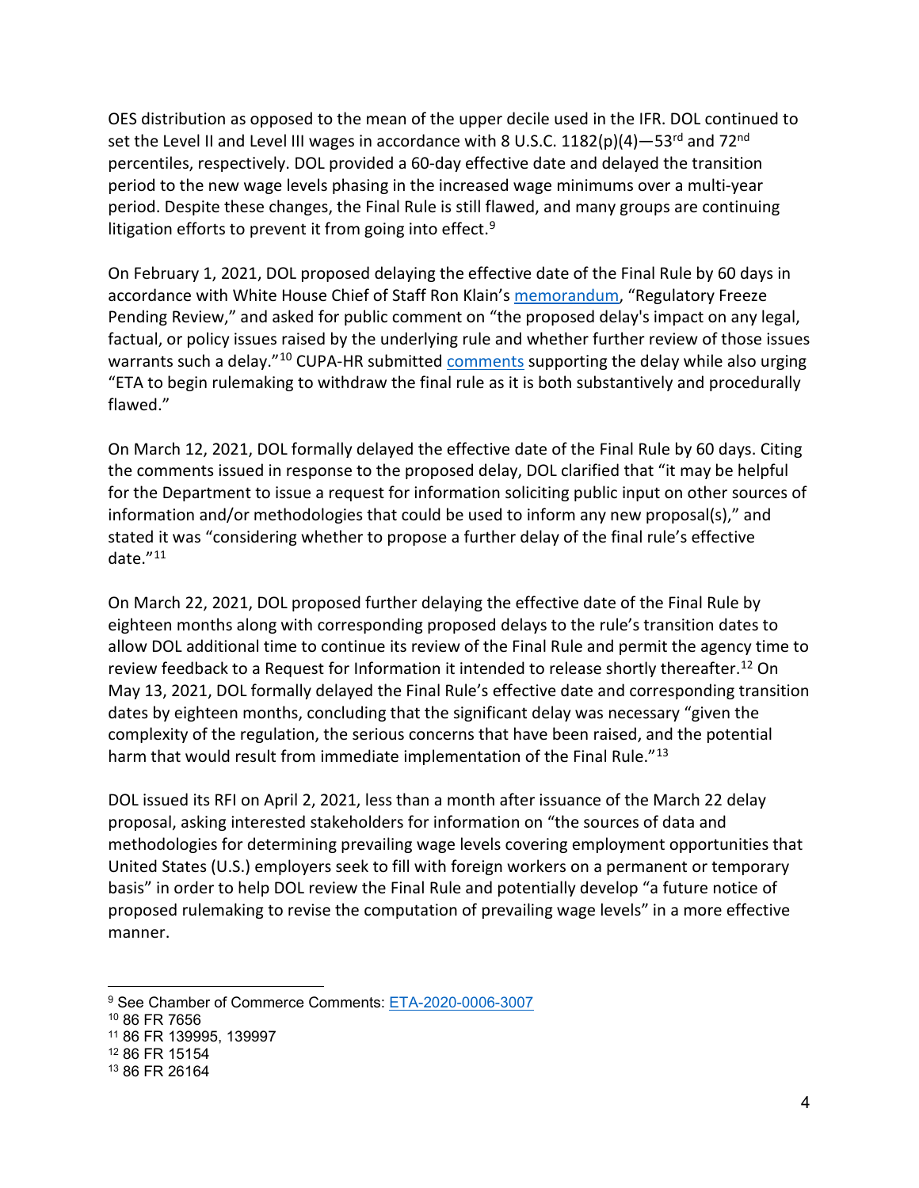OES distribution as opposed to the mean of the upper decile used in the IFR. DOL continued to set the Level II and Level III wages in accordance with 8 U.S.C. 1182(p)(4)—53rd and 72nd percentiles, respectively. DOL provided a 60-day effective date and delayed the transition period to the new wage levels phasing in the increased wage minimums over a multi-year period. Despite these changes, the Final Rule is still flawed, and many groups are continuing litigation efforts to prevent it from going into effect.[9]

On February 1, 2021, DOL proposed delaying the effective date of the Final Rule by 60 days in accordance with White House Chief of Staff Ron Klain's memorandum, "Regulatory Freeze Pending Review," and asked for public comment on "the proposed delay's impact on any legal, factual, or policy issues raised by the underlying rule and whether further review of those issues warrants such a delay."[10] CUPA-HR submitted comments supporting the delay while also urging "ETA to begin rulemaking to withdraw the final rule as it is both substantively and procedurally flawed."

On March 12, 2021, DOL formally delayed the effective date of the Final Rule by 60 days. Citing the comments issued in response to the proposed delay, DOL clarified that "it may be helpful for the Department to issue a request for information soliciting public input on other sources of information and/or methodologies that could be used to inform any new proposal(s)," and stated it was "considering whether to propose a further delay of the final rule's effective date."[11]

On March 22, 2021, DOL proposed further delaying the effective date of the Final Rule by eighteen months along with corresponding proposed delays to the rule's transition dates to allow DOL additional time to continue its review of the Final Rule and permit the agency time to review feedback to a Request for Information it intended to release shortly thereafter.[12] On May 13, 2021, DOL formally delayed the Final Rule's effective date and corresponding transition dates by eighteen months, concluding that the significant delay was necessary "given the complexity of the regulation, the serious concerns that have been raised, and the potential harm that would result from immediate implementation of the Final Rule."[13]

DOL issued its RFI on April 2, 2021, less than a month after issuance of the March 22 delay proposal, asking interested stakeholders for information on "the sources of data and methodologies for determining prevailing wage levels covering employment opportunities that United States (U.S.) employers seek to fill with foreign workers on a permanent or temporary basis" in order to help DOL review the Final Rule and potentially develop "a future notice of proposed rulemaking to revise the computation of prevailing wage levels" in a more effective manner.

---

[9] See Chamber of Commerce Comments: ETA-2020-0006-3007

[10] 86 FR 7656

[11] 86 FR 139995, 139997

[12] 86 FR 15154

[13] 86 FR 26164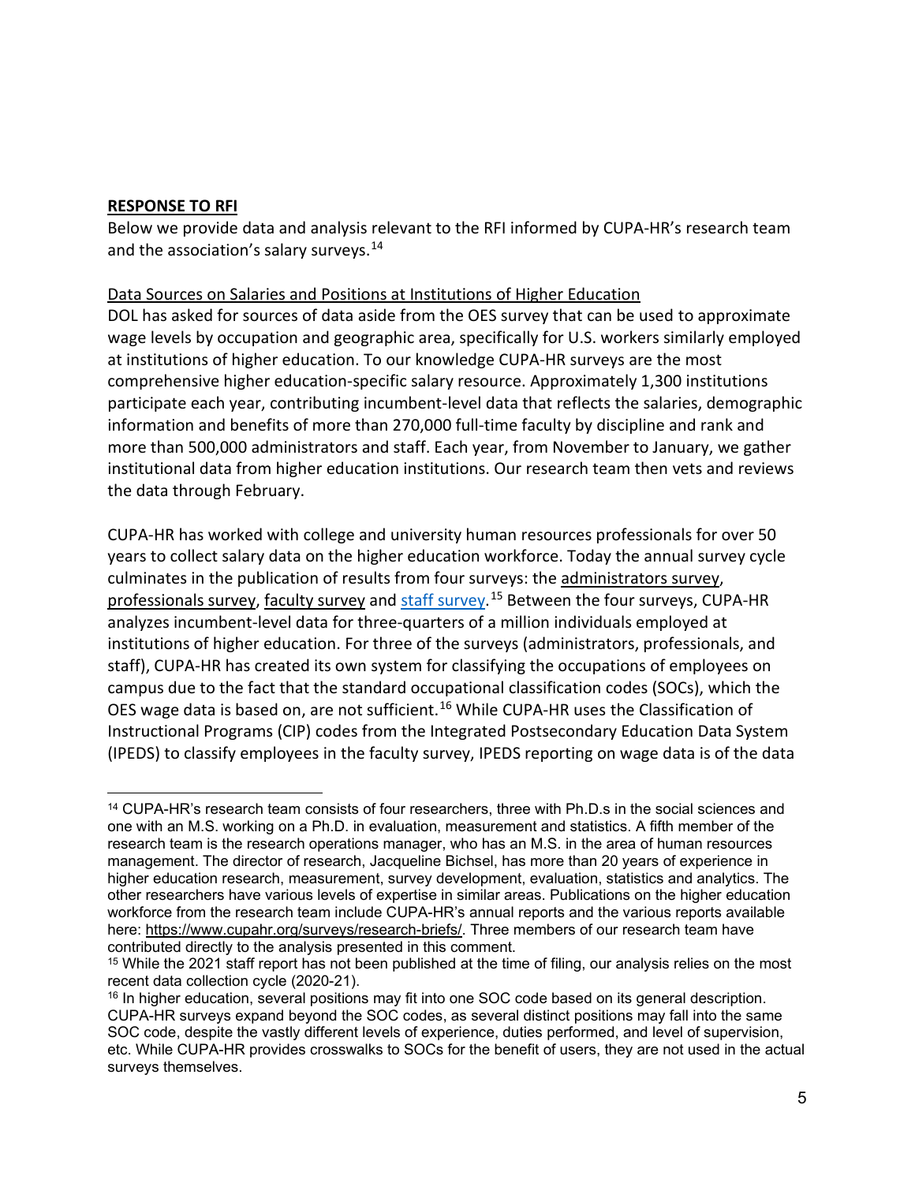**RESPONSE TO RFI**

Below we provide data and analysis relevant to the RFI informed by CUPA-HR's research team and the association's salary surveys.[14]

Data Sources on Salaries and Positions at Institutions of Higher Education

DOL has asked for sources of data aside from the OES survey that can be used to approximate wage levels by occupation and geographic area, specifically for U.S. workers similarly employed at institutions of higher education. To our knowledge CUPA-HR surveys are the most comprehensive higher education-specific salary resource. Approximately 1,300 institutions participate each year, contributing incumbent-level data that reflects the salaries, demographic information and benefits of more than 270,000 full-time faculty by discipline and rank and more than 500,000 administrators and staff. Each year, from November to January, we gather institutional data from higher education institutions. Our research team then vets and reviews the data through February.

CUPA-HR has worked with college and university human resources professionals for over 50 years to collect salary data on the higher education workforce. Today the annual survey cycle culminates in the publication of results from four surveys: the administrators survey, professionals survey, faculty survey and staff survey.[15] Between the four surveys, CUPA-HR analyzes incumbent-level data for three-quarters of a million individuals employed at institutions of higher education. For three of the surveys (administrators, professionals, and staff), CUPA-HR has created its own system for classifying the occupations of employees on campus due to the fact that the standard occupational classification codes (SOCs), which the OES wage data is based on, are not sufficient.[16] While CUPA-HR uses the Classification of Instructional Programs (CIP) codes from the Integrated Postsecondary Education Data System (IPEDS) to classify employees in the faculty survey, IPEDS reporting on wage data is of the data

---

[14] CUPA-HR's research team consists of four researchers, three with Ph.D.s in the social sciences and one with an M.S. working on a Ph.D. in evaluation, measurement and statistics. A fifth member of the research team is the research operations manager, who has an M.S. in the area of human resources management. The director of research, Jacqueline Bichsel, has more than 20 years of experience in higher education research, measurement, survey development, evaluation, statistics and analytics. The other researchers have various levels of expertise in similar areas. Publications on the higher education workforce from the research team include CUPA-HR's annual reports and the various reports available here: https://www.cupahr.org/surveys/research-briefs/. Three members of our research team have contributed directly to the analysis presented in this comment.

[15] While the 2021 staff report has not been published at the time of filing, our analysis relies on the most recent data collection cycle (2020-21).

[16] In higher education, several positions may fit into one SOC code based on its general description. CUPA-HR surveys expand beyond the SOC codes, as several distinct positions may fall into the same SOC code, despite the vastly different levels of experience, duties performed, and level of supervision, etc. While CUPA-HR provides crosswalks to SOCs for the benefit of users, they are not used in the actual surveys themselves.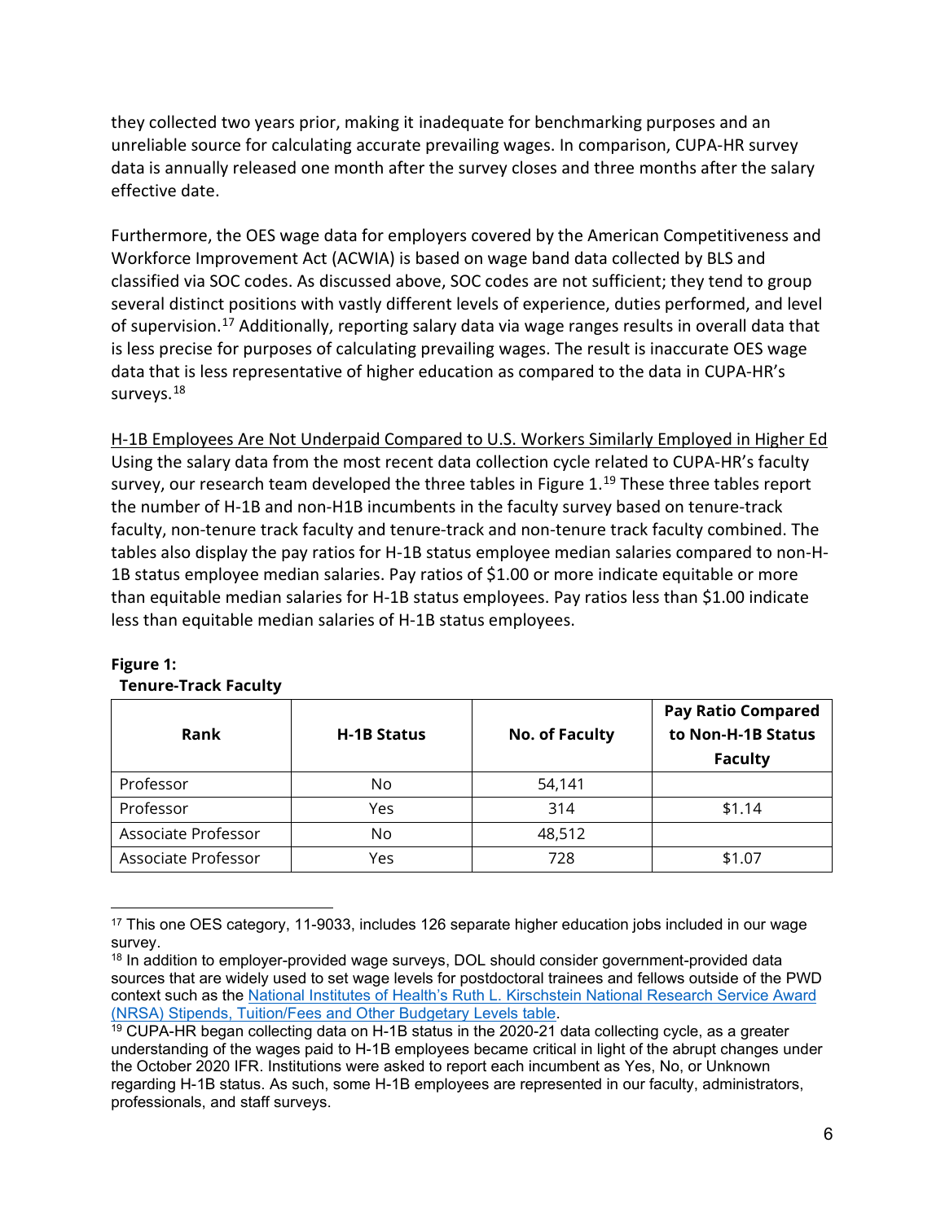they collected two years prior, making it inadequate for benchmarking purposes and an unreliable source for calculating accurate prevailing wages. In comparison, CUPA-HR survey data is annually released one month after the survey closes and three months after the salary effective date.

Furthermore, the OES wage data for employers covered by the American Competitiveness and Workforce Improvement Act (ACWIA) is based on wage band data collected by BLS and classified via SOC codes. As discussed above, SOC codes are not sufficient; they tend to group several distinct positions with vastly different levels of experience, duties performed, and level of supervision.[17] Additionally, reporting salary data via wage ranges results in overall data that is less precise for purposes of calculating prevailing wages. The result is inaccurate OES wage data that is less representative of higher education as compared to the data in CUPA-HR's surveys.[18]

<u>H-1B Employees Are Not Underpaid Compared to U.S. Workers Similarly Employed in Higher Ed</u>

Using the salary data from the most recent data collection cycle related to CUPA-HR's faculty survey, our research team developed the three tables in Figure 1.[19] These three tables report the number of H-1B and non-H1B incumbents in the faculty survey based on tenure-track faculty, non-tenure track faculty and tenure-track and non-tenure track faculty combined. The tables also display the pay ratios for H-1B status employee median salaries compared to non-H-1B status employee median salaries. Pay ratios of $1.00 or more indicate equitable or more than equitable median salaries for H-1B status employees. Pay ratios less than $1.00 indicate less than equitable median salaries of H-1B status employees.

**Figure 1:**

**Tenure-Track Faculty**

| Rank | H-1B Status | No. of Faculty | Pay Ratio Compared to Non-H-1B Status Faculty |
|---|---|---|---|
| Professor | No | 54,141 | |
| Professor | Yes | 314 | $1.14 |
| Associate Professor | No | 48,512 | |
| Associate Professor | Yes | 728 | $1.07 |

---

[17] This one OES category, 11-9033, includes 126 separate higher education jobs included in our wage survey.

[18] In addition to employer-provided wage surveys, DOL should consider government-provided data sources that are widely used to set wage levels for postdoctoral trainees and fellows outside of the PWD context such as the National Institutes of Health's Ruth L. Kirschstein National Research Service Award (NRSA) Stipends, Tuition/Fees and Other Budgetary Levels table.

[19] CUPA-HR began collecting data on H-1B status in the 2020-21 data collecting cycle, as a greater understanding of the wages paid to H-1B employees became critical in light of the abrupt changes under the October 2020 IFR. Institutions were asked to report each incumbent as Yes, No, or Unknown regarding H-1B status. As such, some H-1B employees are represented in our faculty, administrators, professionals, and staff surveys.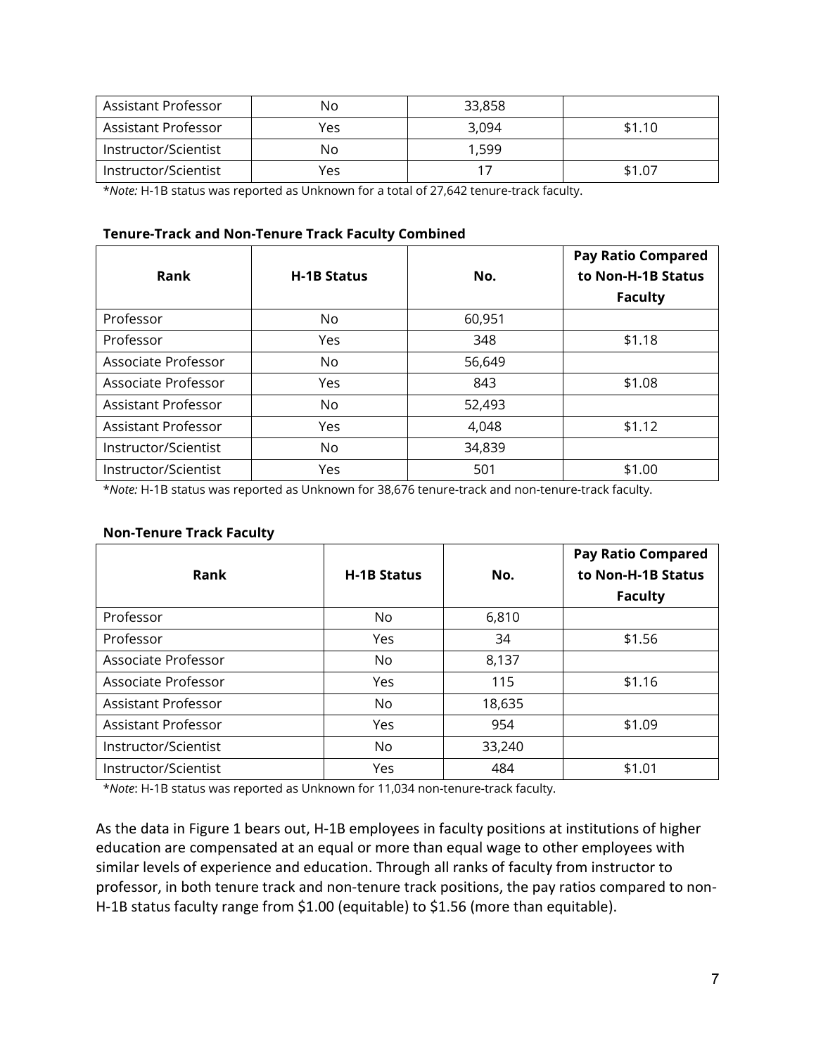| Assistant Professor | No | 33,858 | |
|---|---|---|---|
| Assistant Professor | Yes | 3,094 | $1.10 |
| Instructor/Scientist | No | 1,599 | |
| Instructor/Scientist | Yes | 17 | $1.07 |

**Note:* H-1B status was reported as Unknown for a total of 27,642 tenure-track faculty.

**Tenure-Track and Non-Tenure Track Faculty Combined**

| Rank | H-1B Status | No. | Pay Ratio Compared to Non-H-1B Status Faculty |
|---|---|---|---|
| Professor | No | 60,951 | |
| Professor | Yes | 348 | $1.18 |
| Associate Professor | No | 56,649 | |
| Associate Professor | Yes | 843 | $1.08 |
| Assistant Professor | No | 52,493 | |
| Assistant Professor | Yes | 4,048 | $1.12 |
| Instructor/Scientist | No | 34,839 | |
| Instructor/Scientist | Yes | 501 | $1.00 |

**Note:* H-1B status was reported as Unknown for 38,676 tenure-track and non-tenure-track faculty.

**Non-Tenure Track Faculty**

| Rank | H-1B Status | No. | Pay Ratio Compared to Non-H-1B Status Faculty |
|---|---|---|---|
| Professor | No | 6,810 | |
| Professor | Yes | 34 | $1.56 |
| Associate Professor | No | 8,137 | |
| Associate Professor | Yes | 115 | $1.16 |
| Assistant Professor | No | 18,635 | |
| Assistant Professor | Yes | 954 | $1.09 |
| Instructor/Scientist | No | 33,240 | |
| Instructor/Scientist | Yes | 484 | $1.01 |

**Note*: H-1B status was reported as Unknown for 11,034 non-tenure-track faculty.

As the data in Figure 1 bears out, H-1B employees in faculty positions at institutions of higher education are compensated at an equal or more than equal wage to other employees with similar levels of experience and education. Through all ranks of faculty from instructor to professor, in both tenure track and non-tenure track positions, the pay ratios compared to non-H-1B status faculty range from $1.00 (equitable) to $1.56 (more than equitable).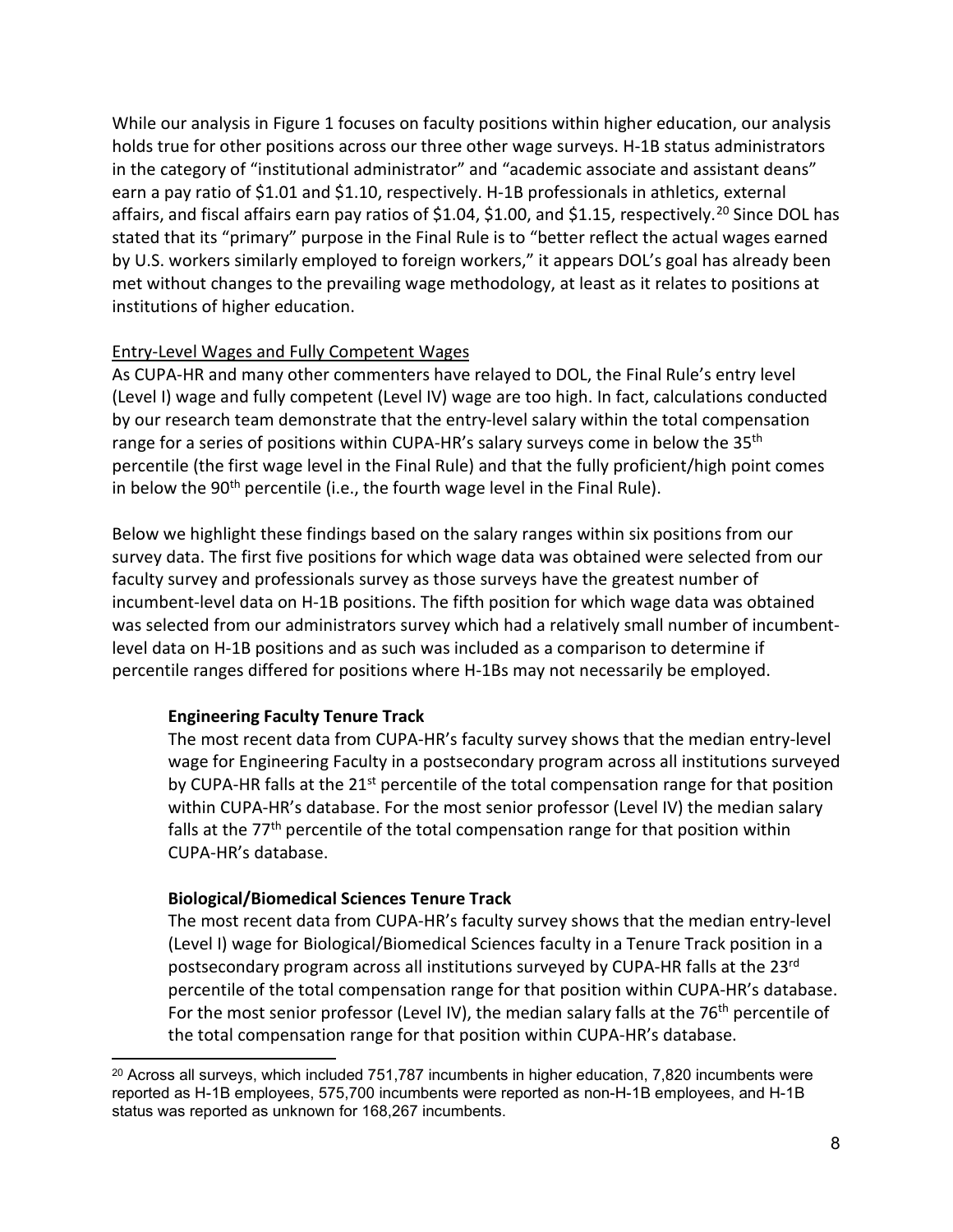While our analysis in Figure 1 focuses on faculty positions within higher education, our analysis holds true for other positions across our three other wage surveys. H-1B status administrators in the category of "institutional administrator" and "academic associate and assistant deans" earn a pay ratio of $1.01 and $1.10, respectively. H-1B professionals in athletics, external affairs, and fiscal affairs earn pay ratios of $1.04, $1.00, and $1.15, respectively.[20] Since DOL has stated that its "primary" purpose in the Final Rule is to "better reflect the actual wages earned by U.S. workers similarly employed to foreign workers," it appears DOL's goal has already been met without changes to the prevailing wage methodology, at least as it relates to positions at institutions of higher education.

<u>Entry-Level Wages and Fully Competent Wages</u>

As CUPA-HR and many other commenters have relayed to DOL, the Final Rule's entry level (Level I) wage and fully competent (Level IV) wage are too high. In fact, calculations conducted by our research team demonstrate that the entry-level salary within the total compensation range for a series of positions within CUPA-HR's salary surveys come in below the 35th percentile (the first wage level in the Final Rule) and that the fully proficient/high point comes in below the 90th percentile (i.e., the fourth wage level in the Final Rule).

Below we highlight these findings based on the salary ranges within six positions from our survey data. The first five positions for which wage data was obtained were selected from our faculty survey and professionals survey as those surveys have the greatest number of incumbent-level data on H-1B positions. The fifth position for which wage data was obtained was selected from our administrators survey which had a relatively small number of incumbent-level data on H-1B positions and as such was included as a comparison to determine if percentile ranges differed for positions where H-1Bs may not necessarily be employed.

**Engineering Faculty Tenure Track**

The most recent data from CUPA-HR's faculty survey shows that the median entry-level wage for Engineering Faculty in a postsecondary program across all institutions surveyed by CUPA-HR falls at the 21st percentile of the total compensation range for that position within CUPA-HR's database. For the most senior professor (Level IV) the median salary falls at the 77th percentile of the total compensation range for that position within CUPA-HR's database.

**Biological/Biomedical Sciences Tenure Track**

The most recent data from CUPA-HR's faculty survey shows that the median entry-level (Level I) wage for Biological/Biomedical Sciences faculty in a Tenure Track position in a postsecondary program across all institutions surveyed by CUPA-HR falls at the 23rd percentile of the total compensation range for that position within CUPA-HR's database. For the most senior professor (Level IV), the median salary falls at the 76th percentile of the total compensation range for that position within CUPA-HR's database.

---

[20] Across all surveys, which included 751,787 incumbents in higher education, 7,820 incumbents were reported as H-1B employees, 575,700 incumbents were reported as non-H-1B employees, and H-1B status was reported as unknown for 168,267 incumbents.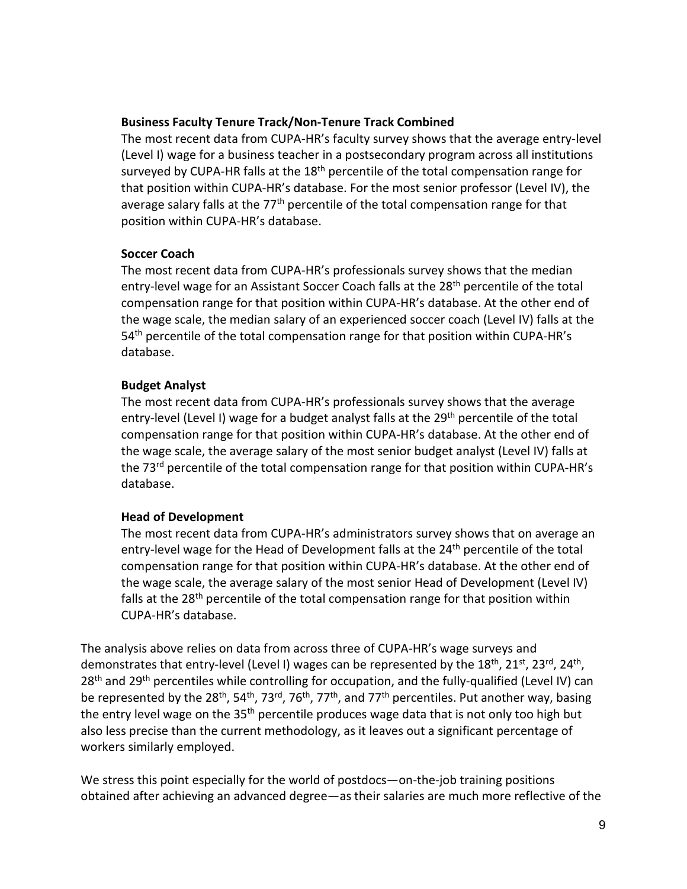**Business Faculty Tenure Track/Non-Tenure Track Combined**

The most recent data from CUPA-HR's faculty survey shows that the average entry-level (Level I) wage for a business teacher in a postsecondary program across all institutions surveyed by CUPA-HR falls at the 18th percentile of the total compensation range for that position within CUPA-HR's database. For the most senior professor (Level IV), the average salary falls at the 77th percentile of the total compensation range for that position within CUPA-HR's database.

**Soccer Coach**

The most recent data from CUPA-HR's professionals survey shows that the median entry-level wage for an Assistant Soccer Coach falls at the 28th percentile of the total compensation range for that position within CUPA-HR's database. At the other end of the wage scale, the median salary of an experienced soccer coach (Level IV) falls at the 54th percentile of the total compensation range for that position within CUPA-HR's database.

**Budget Analyst**

The most recent data from CUPA-HR's professionals survey shows that the average entry-level (Level I) wage for a budget analyst falls at the 29th percentile of the total compensation range for that position within CUPA-HR's database. At the other end of the wage scale, the average salary of the most senior budget analyst (Level IV) falls at the 73rd percentile of the total compensation range for that position within CUPA-HR's database.

**Head of Development**

The most recent data from CUPA-HR's administrators survey shows that on average an entry-level wage for the Head of Development falls at the 24th percentile of the total compensation range for that position within CUPA-HR's database. At the other end of the wage scale, the average salary of the most senior Head of Development (Level IV) falls at the 28th percentile of the total compensation range for that position within CUPA-HR's database.

The analysis above relies on data from across three of CUPA-HR's wage surveys and demonstrates that entry-level (Level I) wages can be represented by the 18th, 21st, 23rd, 24th, 28th and 29th percentiles while controlling for occupation, and the fully-qualified (Level IV) can be represented by the 28th, 54th, 73rd, 76th, 77th, and 77th percentiles. Put another way, basing the entry level wage on the 35th percentile produces wage data that is not only too high but also less precise than the current methodology, as it leaves out a significant percentage of workers similarly employed.

We stress this point especially for the world of postdocs—on-the-job training positions obtained after achieving an advanced degree—as their salaries are much more reflective of the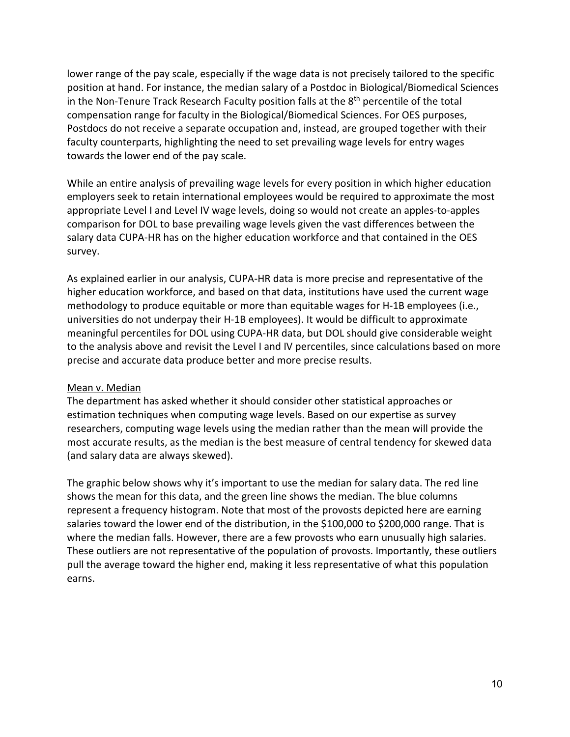lower range of the pay scale, especially if the wage data is not precisely tailored to the specific position at hand. For instance, the median salary of a Postdoc in Biological/Biomedical Sciences in the Non-Tenure Track Research Faculty position falls at the 8th percentile of the total compensation range for faculty in the Biological/Biomedical Sciences. For OES purposes, Postdocs do not receive a separate occupation and, instead, are grouped together with their faculty counterparts, highlighting the need to set prevailing wage levels for entry wages towards the lower end of the pay scale.

While an entire analysis of prevailing wage levels for every position in which higher education employers seek to retain international employees would be required to approximate the most appropriate Level I and Level IV wage levels, doing so would not create an apples-to-apples comparison for DOL to base prevailing wage levels given the vast differences between the salary data CUPA-HR has on the higher education workforce and that contained in the OES survey.

As explained earlier in our analysis, CUPA-HR data is more precise and representative of the higher education workforce, and based on that data, institutions have used the current wage methodology to produce equitable or more than equitable wages for H-1B employees (i.e., universities do not underpay their H-1B employees). It would be difficult to approximate meaningful percentiles for DOL using CUPA-HR data, but DOL should give considerable weight to the analysis above and revisit the Level I and IV percentiles, since calculations based on more precise and accurate data produce better and more precise results.

<u>Mean v. Median</u>

The department has asked whether it should consider other statistical approaches or estimation techniques when computing wage levels. Based on our expertise as survey researchers, computing wage levels using the median rather than the mean will provide the most accurate results, as the median is the best measure of central tendency for skewed data (and salary data are always skewed).

The graphic below shows why it's important to use the median for salary data. The red line shows the mean for this data, and the green line shows the median. The blue columns represent a frequency histogram. Note that most of the provosts depicted here are earning salaries toward the lower end of the distribution, in the $100,000 to $200,000 range. That is where the median falls. However, there are a few provosts who earn unusually high salaries. These outliers are not representative of the population of provosts. Importantly, these outliers pull the average toward the higher end, making it less representative of what this population earns.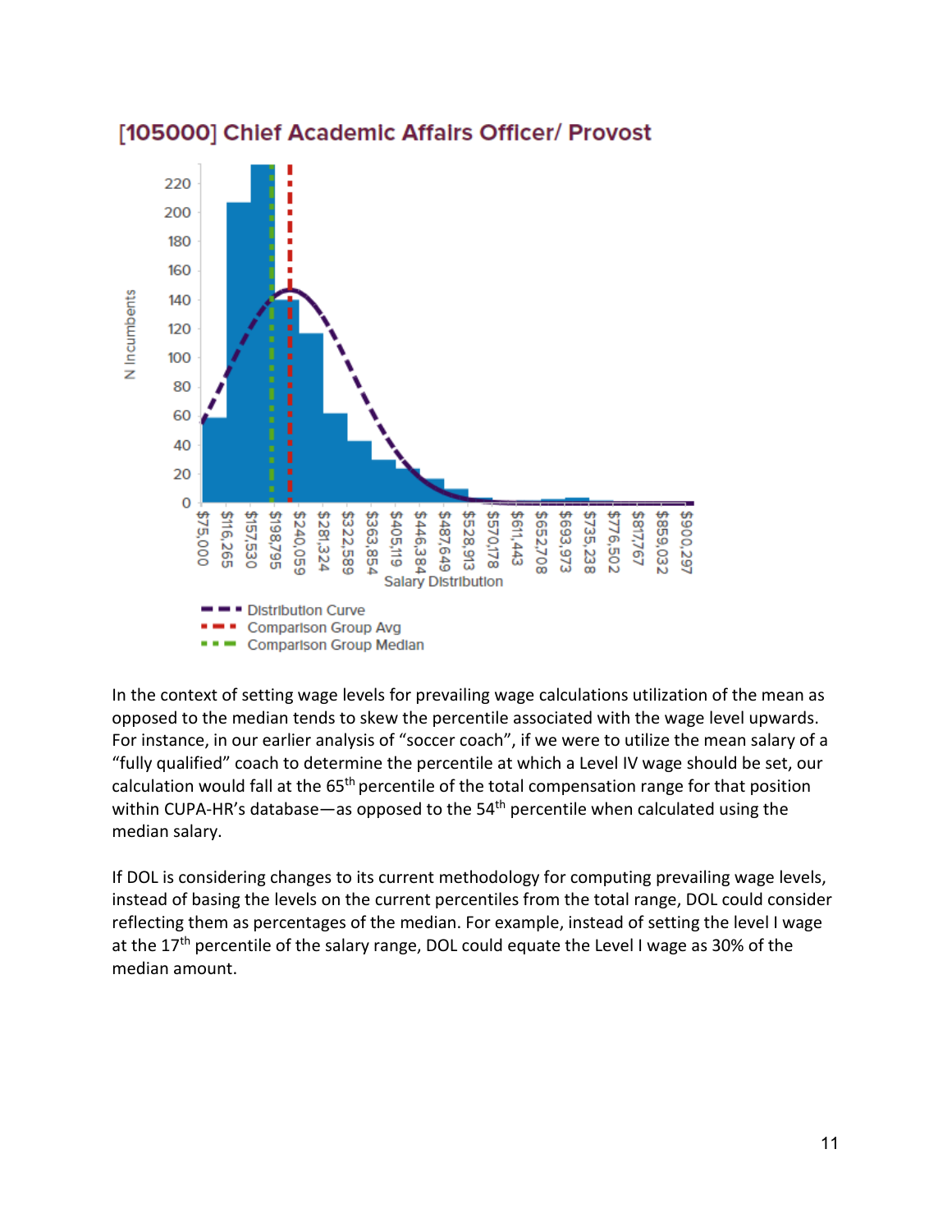## [105000] Chief Academic Affairs Officer/ Provost

In the context of setting wage levels for prevailing wage calculations utilization of the mean as opposed to the median tends to skew the percentile associated with the wage level upwards. For instance, in our earlier analysis of "soccer coach", if we were to utilize the mean salary of a "fully qualified" coach to determine the percentile at which a Level IV wage should be set, our calculation would fall at the 65th percentile of the total compensation range for that position within CUPA-HR's database—as opposed to the 54th percentile when calculated using the median salary.

If DOL is considering changes to its current methodology for computing prevailing wage levels, instead of basing the levels on the current percentiles from the total range, DOL could consider reflecting them as percentages of the median. For example, instead of setting the level I wage at the 17th percentile of the salary range, DOL could equate the Level I wage as 30% of the median amount.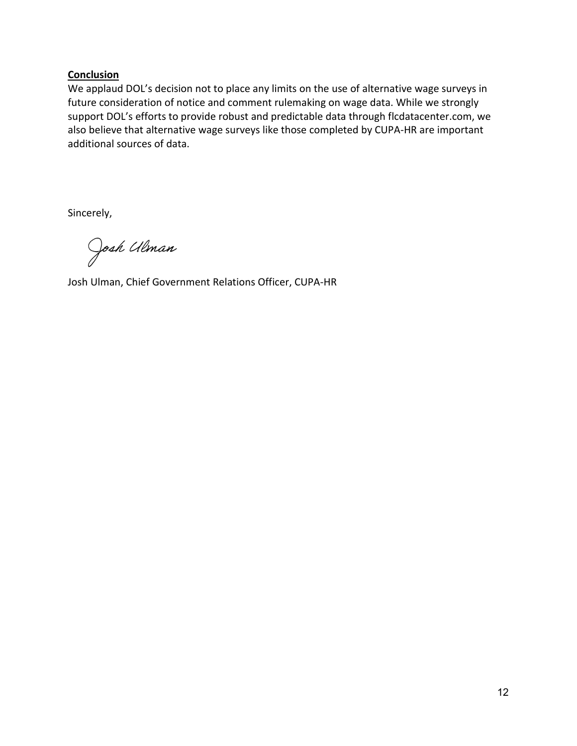**Conclusion**

We applaud DOL's decision not to place any limits on the use of alternative wage surveys in future consideration of notice and comment rulemaking on wage data. While we strongly support DOL's efforts to provide robust and predictable data through flcdatacenter.com, we also believe that alternative wage surveys like those completed by CUPA-HR are important additional sources of data.

Sincerely,

Josh Ulman

Josh Ulman, Chief Government Relations Officer, CUPA-HR